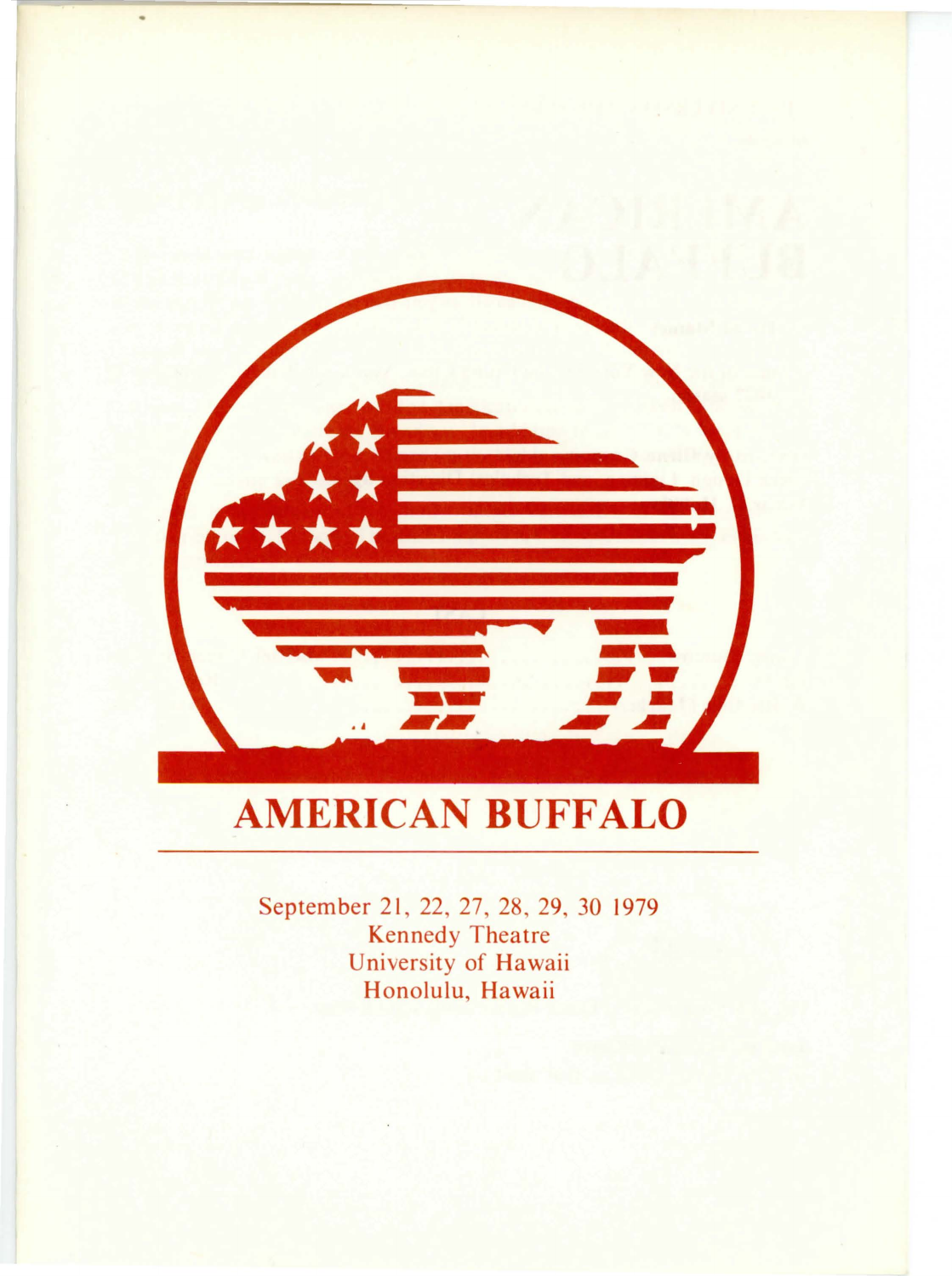# AMERICAN BUFFALO

September 21, 22, 27, 28, 29, 30 1979
Kennedy Theatre
University of Hawaii
Honolulu, Hawaii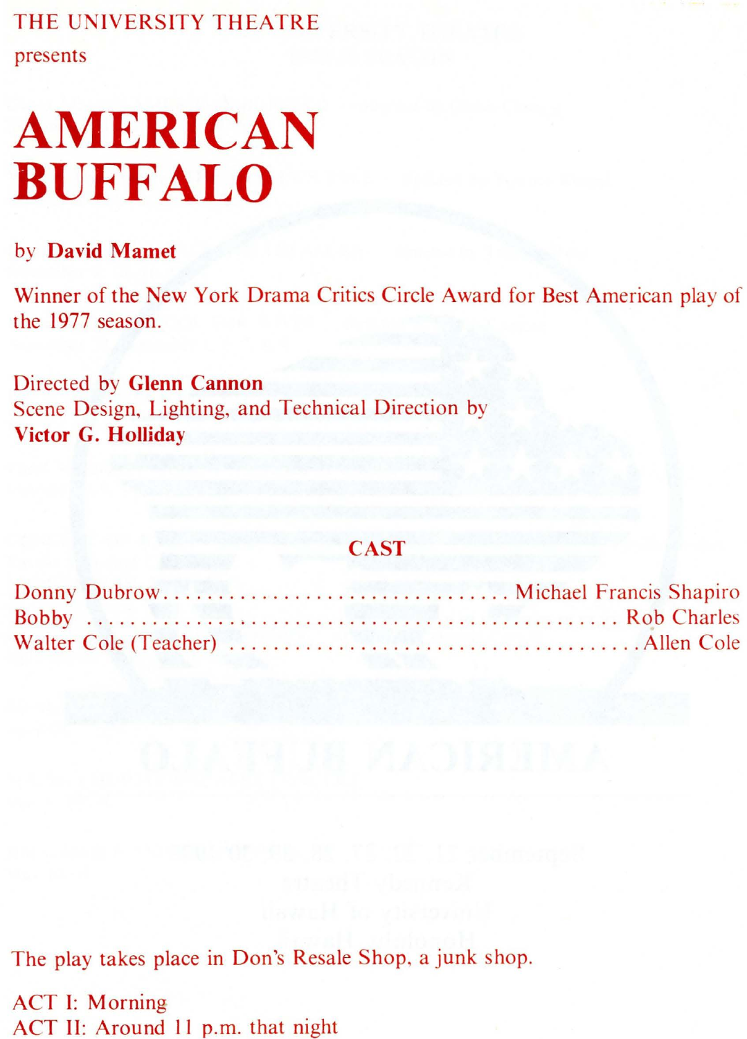THE UNIVERSITY THEATRE

presents

# AMERICAN BUFFALO

by **David Mamet**

Winner of the New York Drama Critics Circle Award for Best American play of the 1977 season.

Directed by **Glenn Cannon**
Scene Design, Lighting, and Technical Direction by
**Victor G. Holliday**

## CAST

Donny Dubrow.................................. Michael Francis Shapiro
Bobby ................................................... Rob Charles
Walter Cole (Teacher) ........................................ Allen Cole

The play takes place in Don's Resale Shop, a junk shop.

ACT I: Morning
ACT II: Around 11 p.m. that night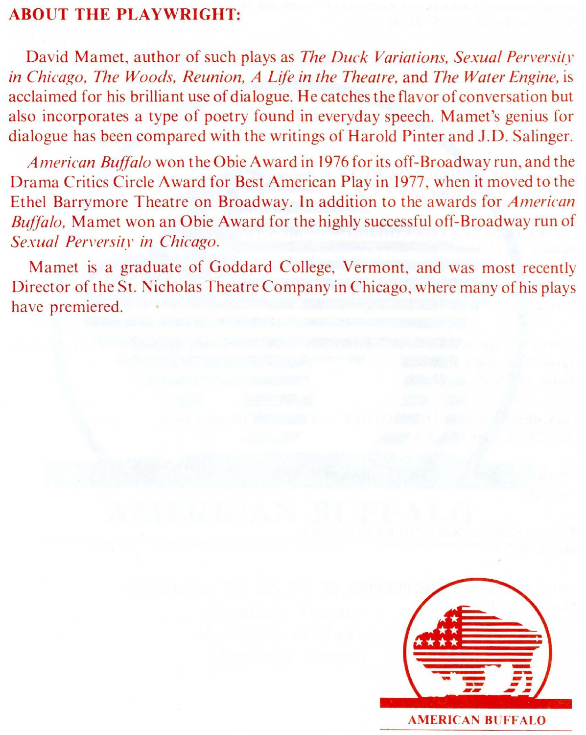## ABOUT THE PLAYWRIGHT:

David Mamet, author of such plays as *The Duck Variations, Sexual Perversity in Chicago, The Woods, Reunion, A Life in the Theatre,* and *The Water Engine,* is acclaimed for his brilliant use of dialogue. He catches the flavor of conversation but also incorporates a type of poetry found in everyday speech. Mamet's genius for dialogue has been compared with the writings of Harold Pinter and J.D. Salinger.

*American Buffalo* won the Obie Award in 1976 for its off-Broadway run, and the Drama Critics Circle Award for Best American Play in 1977, when it moved to the Ethel Barrymore Theatre on Broadway. In addition to the awards for *American Buffalo,* Mamet won an Obie Award for the highly successful off-Broadway run of *Sexual Perversity in Chicago.*

Mamet is a graduate of Goddard College, Vermont, and was most recently Director of the St. Nicholas Theatre Company in Chicago, where many of his plays have premiered.

AMERICAN BUFFALO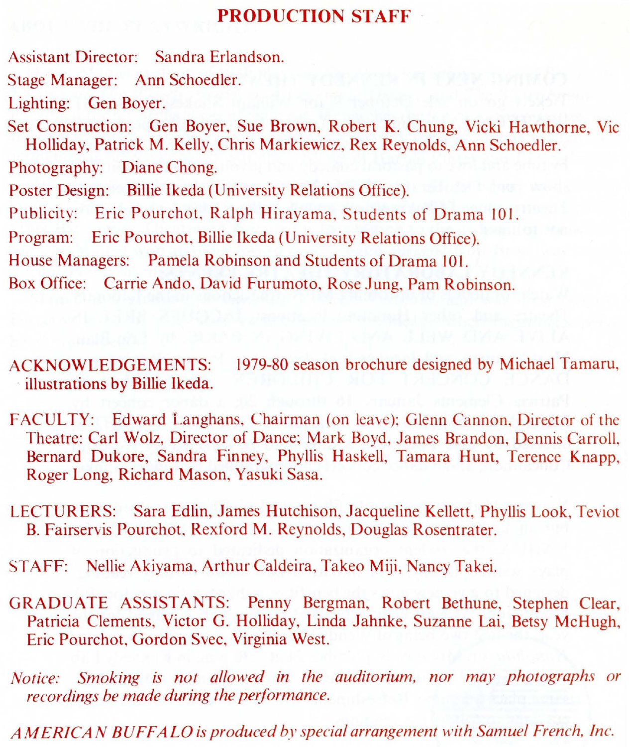# PRODUCTION STAFF

Assistant Director: Sandra Erlandson.

Stage Manager: Ann Schoedler.

Lighting: Gen Boyer.

Set Construction: Gen Boyer, Sue Brown, Robert K. Chung, Vicki Hawthorne, Vic Holliday, Patrick M. Kelly, Chris Markiewicz, Rex Reynolds, Ann Schoedler.

Photography: Diane Chong.

Poster Design: Billie Ikeda (University Relations Office).

Publicity: Eric Pourchot, Ralph Hirayama, Students of Drama 101.

Program: Eric Pourchot, Billie Ikeda (University Relations Office).

House Managers: Pamela Robinson and Students of Drama 101.

Box Office: Carrie Ando, David Furumoto, Rose Jung, Pam Robinson.

ACKNOWLEDGEMENTS: 1979-80 season brochure designed by Michael Tamaru, illustrations by Billie Ikeda.

FACULTY: Edward Langhans, Chairman (on leave); Glenn Cannon, Director of the Theatre: Carl Wolz, Director of Dance; Mark Boyd, James Brandon, Dennis Carroll, Bernard Dukore, Sandra Finney, Phyllis Haskell, Tamara Hunt, Terence Knapp, Roger Long, Richard Mason, Yasuki Sasa.

LECTURERS: Sara Edlin, James Hutchison, Jacqueline Kellett, Phyllis Look, Teviot B. Fairservis Pourchot, Rexford M. Reynolds, Douglas Rosentrater.

STAFF: Nellie Akiyama, Arthur Caldeira, Takeo Miji, Nancy Takei.

GRADUATE ASSISTANTS: Penny Bergman, Robert Bethune, Stephen Clear, Patricia Clements, Victor G. Holliday, Linda Jahnke, Suzanne Lai, Betsy McHugh, Eric Pourchot, Gordon Svec, Virginia West.

*Notice: Smoking is not allowed in the auditorium, nor may photographs or recordings be made during the performance.*

*AMERICAN BUFFALO is produced by special arrangement with Samuel French, Inc.*